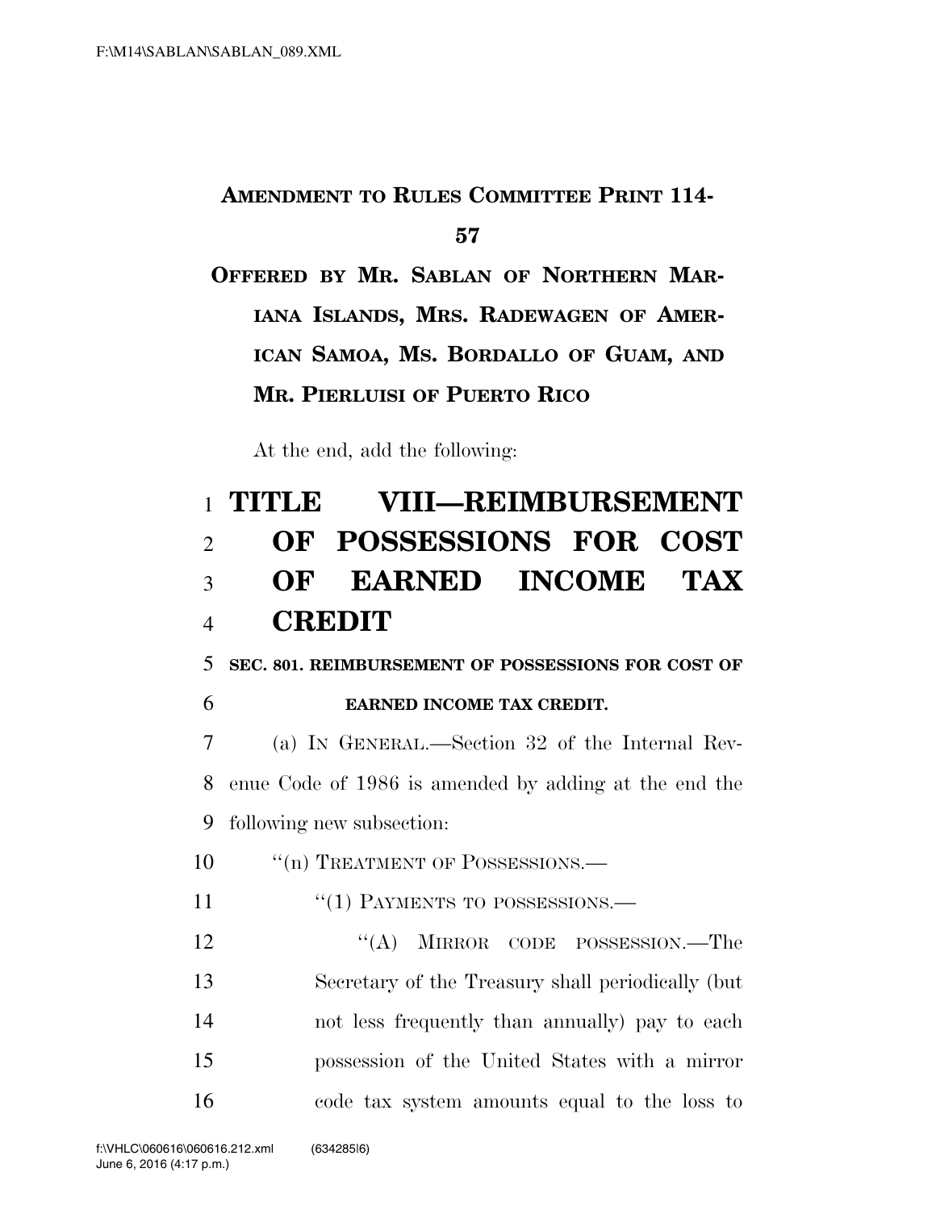**AMENDMENT TO RULES COMMITTEE PRINT 114-57**

**OFFERED BY MR. SABLAN OF NORTHERN MARIANA ISLANDS, MRS. RADEWAGEN OF AMERICAN SAMOA, MS. BORDALLO OF GUAM, AND MR. PIERLUISI OF PUERTO RICO**

At the end, add the following:

# TITLE VIII—REIMBURSEMENT OF POSSESSIONS FOR COST OF EARNED INCOME TAX CREDIT

**SEC. 801. REIMBURSEMENT OF POSSESSIONS FOR COST OF EARNED INCOME TAX CREDIT.**

(a) IN GENERAL.—Section 32 of the Internal Revenue Code of 1986 is amended by adding at the end the following new subsection:

"(n) TREATMENT OF POSSESSIONS.—

"(1) PAYMENTS TO POSSESSIONS.—

"(A) MIRROR CODE POSSESSION.—The Secretary of the Treasury shall periodically (but not less frequently than annually) pay to each possession of the United States with a mirror code tax system amounts equal to the loss to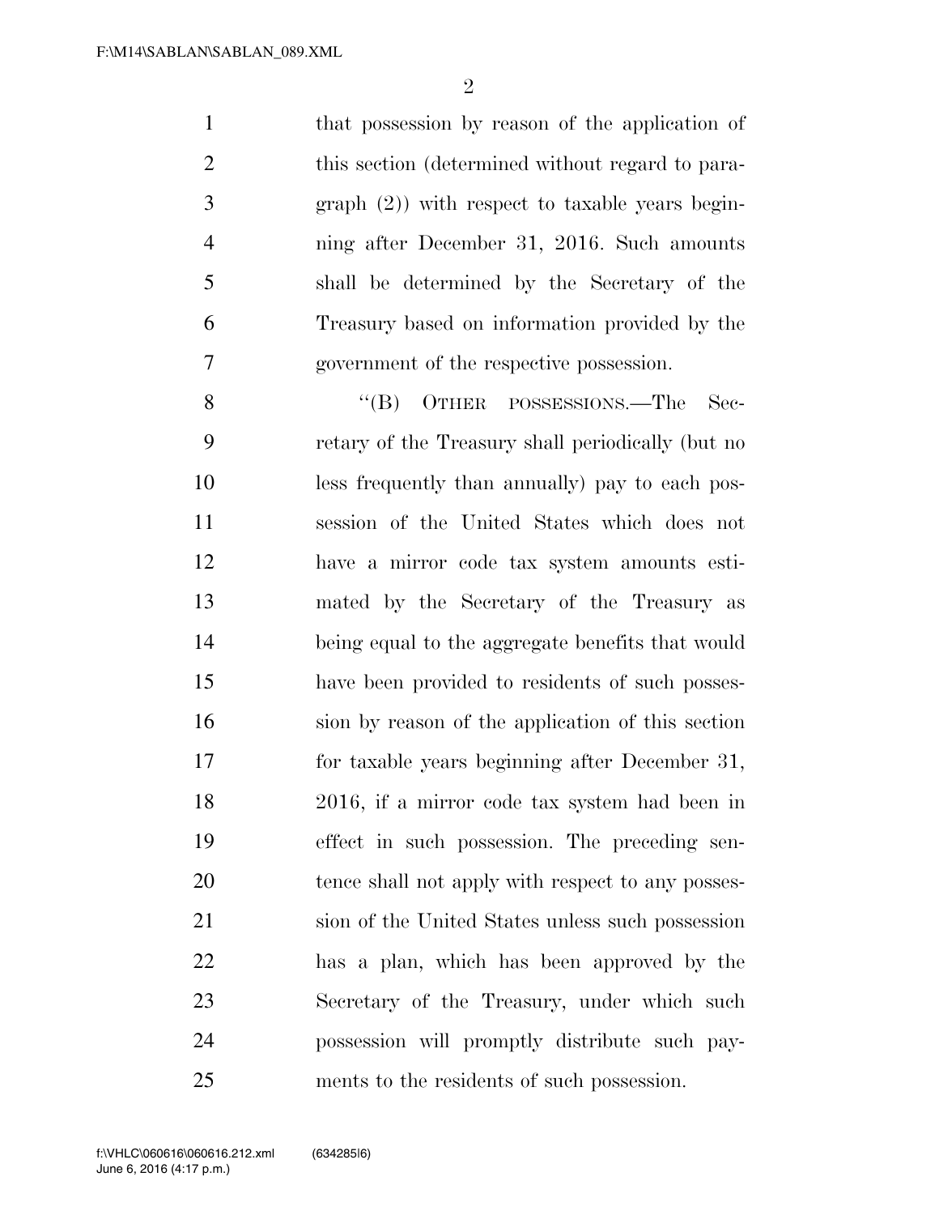that possession by reason of the application of this section (determined without regard to paragraph (2)) with respect to taxable years beginning after December 31, 2016. Such amounts shall be determined by the Secretary of the Treasury based on information provided by the government of the respective possession.

"(B) OTHER POSSESSIONS.—The Secretary of the Treasury shall periodically (but no less frequently than annually) pay to each possession of the United States which does not have a mirror code tax system amounts estimated by the Secretary of the Treasury as being equal to the aggregate benefits that would have been provided to residents of such possession by reason of the application of this section for taxable years beginning after December 31, 2016, if a mirror code tax system had been in effect in such possession. The preceding sentence shall not apply with respect to any possession of the United States unless such possession has a plan, which has been approved by the Secretary of the Treasury, under which such possession will promptly distribute such payments to the residents of such possession.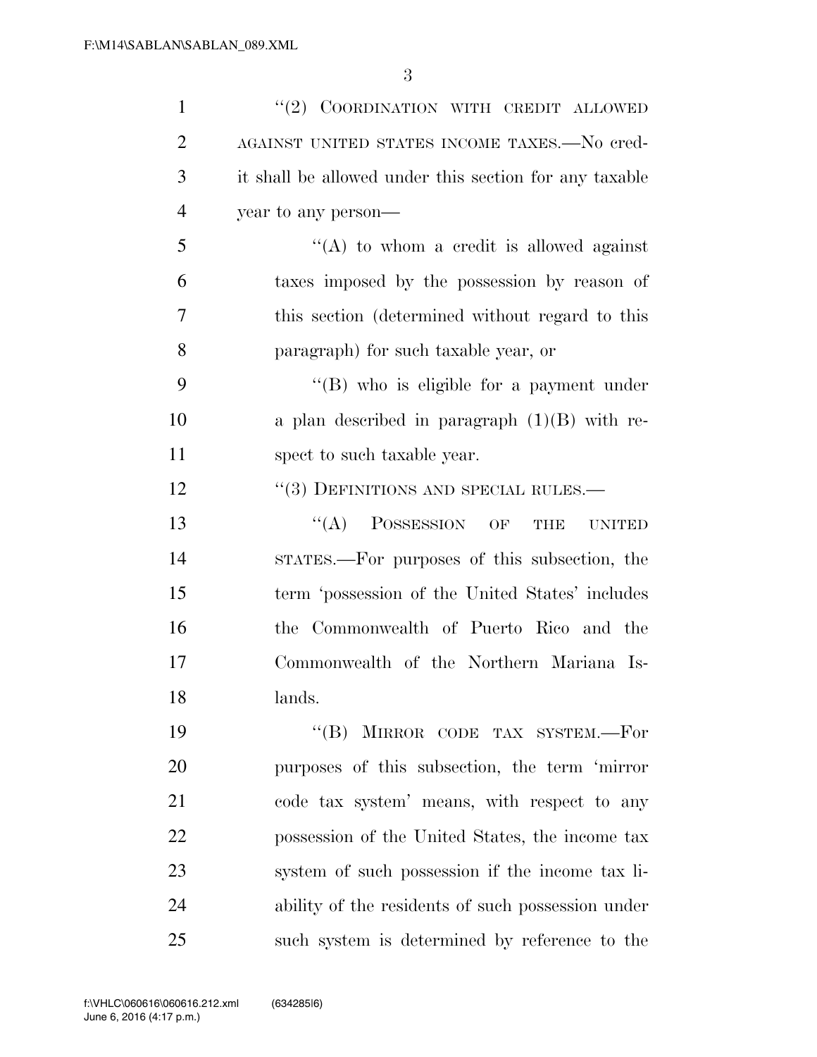"(2) COORDINATION WITH CREDIT ALLOWED AGAINST UNITED STATES INCOME TAXES.—No credit shall be allowed under this section for any taxable year to any person—

"(A) to whom a credit is allowed against taxes imposed by the possession by reason of this section (determined without regard to this paragraph) for such taxable year, or

"(B) who is eligible for a payment under a plan described in paragraph (1)(B) with respect to such taxable year.

"(3) DEFINITIONS AND SPECIAL RULES.—

"(A) POSSESSION OF THE UNITED STATES.—For purposes of this subsection, the term 'possession of the United States' includes the Commonwealth of Puerto Rico and the Commonwealth of the Northern Mariana Islands.

"(B) MIRROR CODE TAX SYSTEM.—For purposes of this subsection, the term 'mirror code tax system' means, with respect to any possession of the United States, the income tax system of such possession if the income tax liability of the residents of such possession under such system is determined by reference to the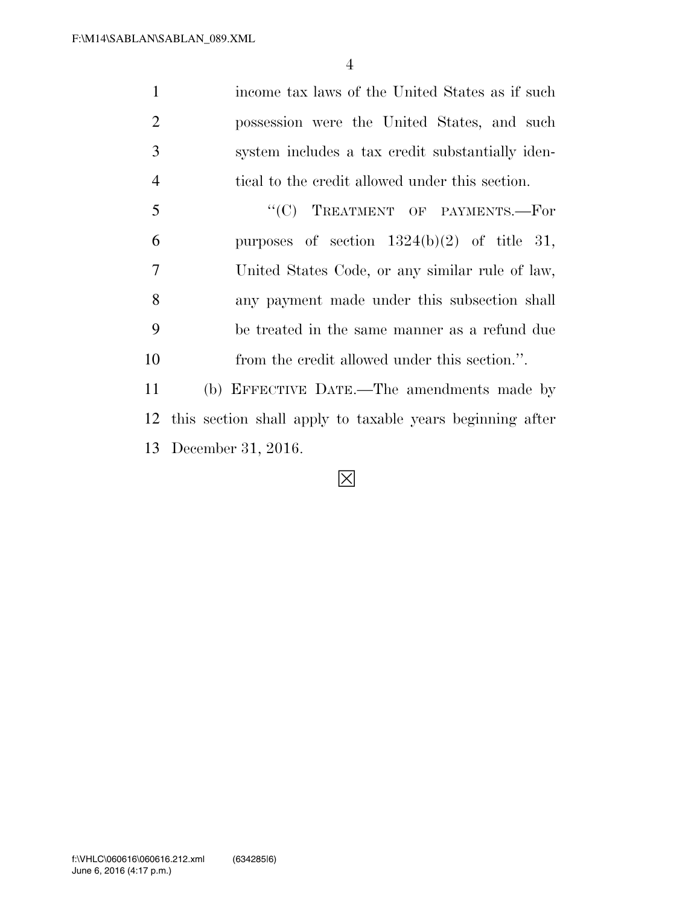income tax laws of the United States as if such possession were the United States, and such system includes a tax credit substantially identical to the credit allowed under this section.

"(C) TREATMENT OF PAYMENTS.—For purposes of section 1324(b)(2) of title 31, United States Code, or any similar rule of law, any payment made under this subsection shall be treated in the same manner as a refund due from the credit allowed under this section.".

(b) EFFECTIVE DATE.—The amendments made by this section shall apply to taxable years beginning after December 31, 2016.